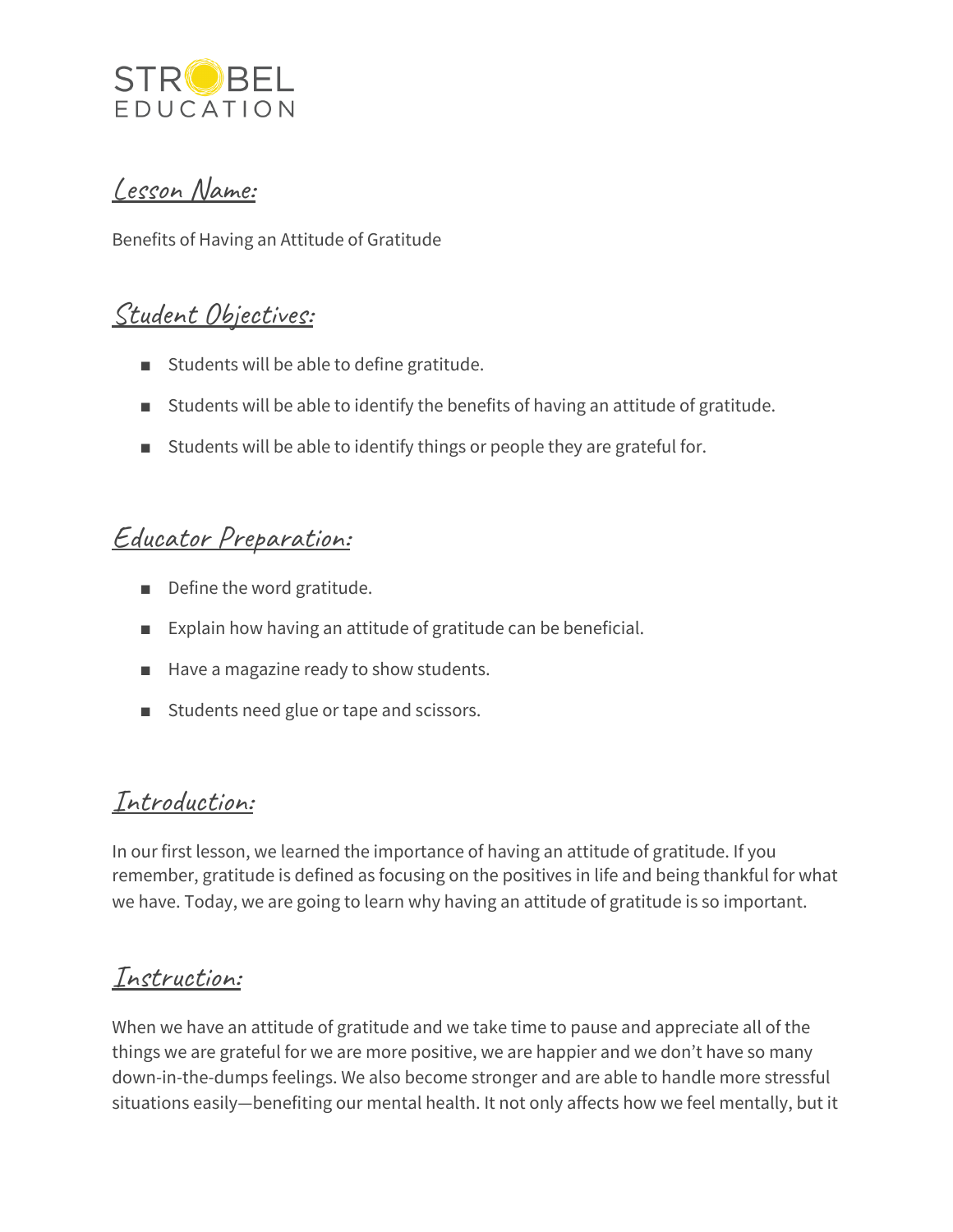STROBEL EDUCATION

## Lesson Name:

Benefits of Having an Attitude of Gratitude

## Student Objectives:

- Students will be able to define gratitude.
- Students will be able to identify the benefits of having an attitude of gratitude.
- Students will be able to identify things or people they are grateful for.

## Educator Preparation:

- Define the word gratitude.
- Explain how having an attitude of gratitude can be beneficial.
- Have a magazine ready to show students.
- Students need glue or tape and scissors.

## Introduction:

In our first lesson, we learned the importance of having an attitude of gratitude. If you remember, gratitude is defined as focusing on the positives in life and being thankful for what we have. Today, we are going to learn why having an attitude of gratitude is so important.

## Instruction:

When we have an attitude of gratitude and we take time to pause and appreciate all of the things we are grateful for we are more positive, we are happier and we don't have so many down-in-the-dumps feelings. We also become stronger and are able to handle more stressful situations easily—benefiting our mental health. It not only affects how we feel mentally, but it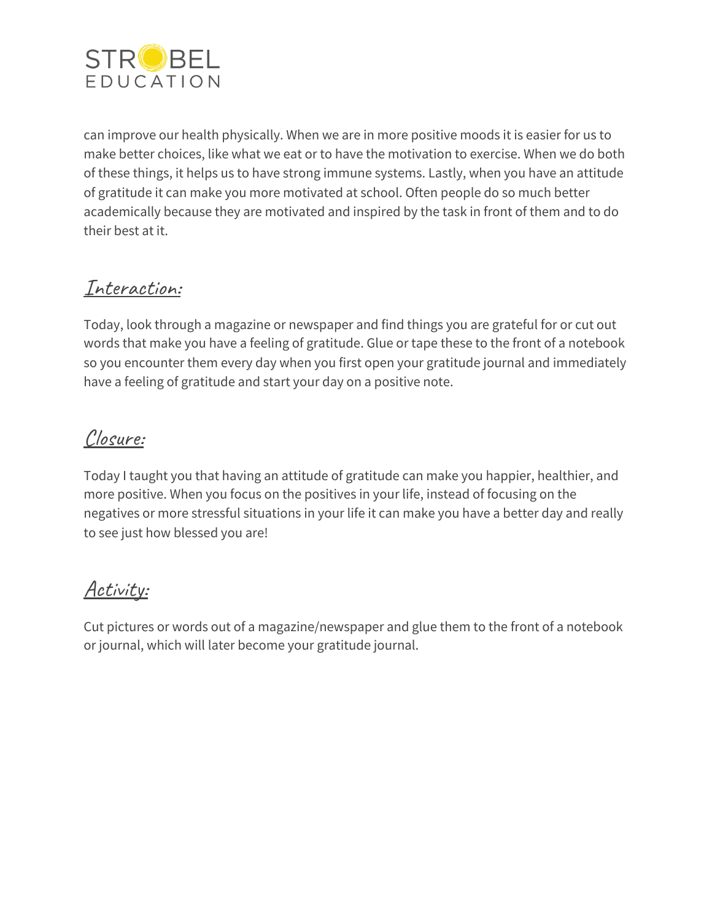can improve our health physically. When we are in more positive moods it is easier for us to make better choices, like what we eat or to have the motivation to exercise. When we do both of these things, it helps us to have strong immune systems. Lastly, when you have an attitude of gratitude it can make you more motivated at school. Often people do so much better academically because they are motivated and inspired by the task in front of them and to do their best at it.

## Interaction:

Today, look through a magazine or newspaper and find things you are grateful for or cut out words that make you have a feeling of gratitude. Glue or tape these to the front of a notebook so you encounter them every day when you first open your gratitude journal and immediately have a feeling of gratitude and start your day on a positive note.

## Closure:

Today I taught you that having an attitude of gratitude can make you happier, healthier, and more positive. When you focus on the positives in your life, instead of focusing on the negatives or more stressful situations in your life it can make you have a better day and really to see just how blessed you are!

## Activity:

Cut pictures or words out of a magazine/newspaper and glue them to the front of a notebook or journal, which will later become your gratitude journal.